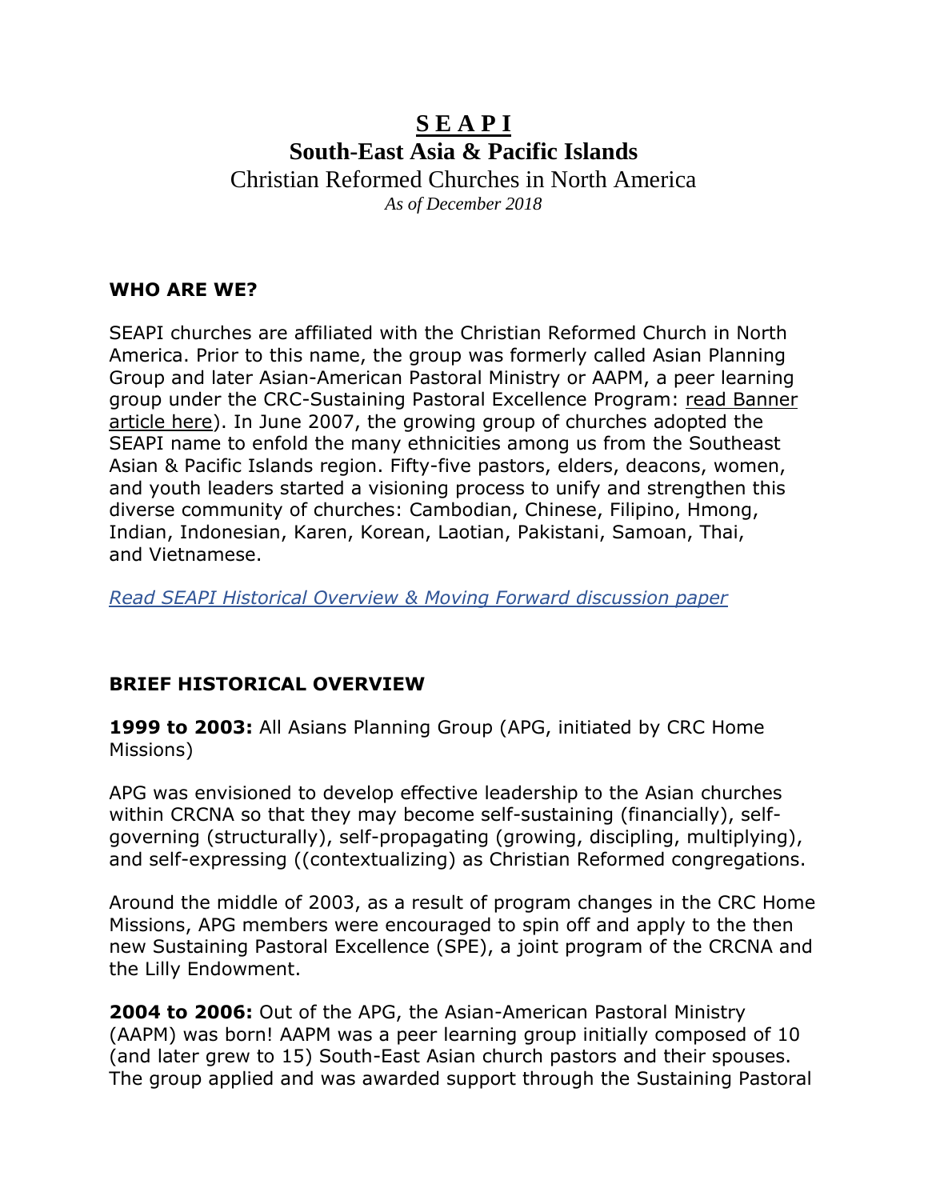# S E A P I

## South-East Asia & Pacific Islands

Christian Reformed Churches in North America

*As of December 2018*

**WHO ARE WE?**

SEAPI churches are affiliated with the Christian Reformed Church in North America. Prior to this name, the group was formerly called Asian Planning Group and later Asian-American Pastoral Ministry or AAPM, a peer learning group under the CRC-Sustaining Pastoral Excellence Program: read Banner article here). In June 2007, the growing group of churches adopted the SEAPI name to enfold the many ethnicities among us from the Southeast Asian & Pacific Islands region. Fifty-five pastors, elders, deacons, women, and youth leaders started a visioning process to unify and strengthen this diverse community of churches: Cambodian, Chinese, Filipino, Hmong, Indian, Indonesian, Karen, Korean, Laotian, Pakistani, Samoan, Thai, and Vietnamese.

*Read SEAPI Historical Overview & Moving Forward discussion paper*

**BRIEF HISTORICAL OVERVIEW**

**1999 to 2003:** All Asians Planning Group (APG, initiated by CRC Home Missions)

APG was envisioned to develop effective leadership to the Asian churches within CRCNA so that they may become self-sustaining (financially), self-governing (structurally), self-propagating (growing, discipling, multiplying), and self-expressing ((contextualizing) as Christian Reformed congregations.

Around the middle of 2003, as a result of program changes in the CRC Home Missions, APG members were encouraged to spin off and apply to the then new Sustaining Pastoral Excellence (SPE), a joint program of the CRCNA and the Lilly Endowment.

**2004 to 2006:** Out of the APG, the Asian-American Pastoral Ministry (AAPM) was born! AAPM was a peer learning group initially composed of 10 (and later grew to 15) South-East Asian church pastors and their spouses. The group applied and was awarded support through the Sustaining Pastoral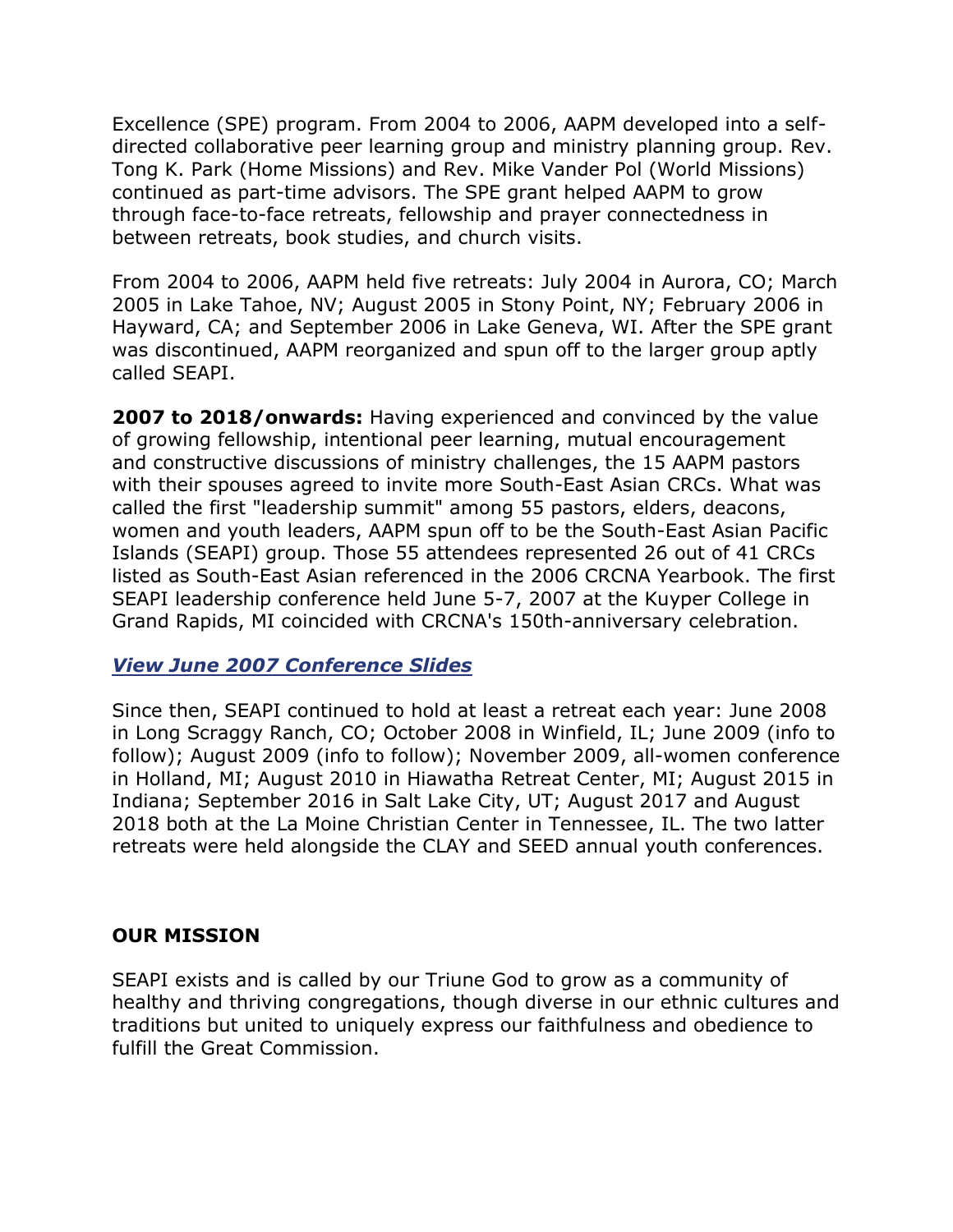Excellence (SPE) program. From 2004 to 2006, AAPM developed into a self-directed collaborative peer learning group and ministry planning group. Rev. Tong K. Park (Home Missions) and Rev. Mike Vander Pol (World Missions) continued as part-time advisors. The SPE grant helped AAPM to grow through face-to-face retreats, fellowship and prayer connectedness in between retreats, book studies, and church visits.

From 2004 to 2006, AAPM held five retreats: July 2004 in Aurora, CO; March 2005 in Lake Tahoe, NV; August 2005 in Stony Point, NY; February 2006 in Hayward, CA; and September 2006 in Lake Geneva, WI. After the SPE grant was discontinued, AAPM reorganized and spun off to the larger group aptly called SEAPI.

**2007 to 2018/onwards:** Having experienced and convinced by the value of growing fellowship, intentional peer learning, mutual encouragement and constructive discussions of ministry challenges, the 15 AAPM pastors with their spouses agreed to invite more South-East Asian CRCs. What was called the first "leadership summit" among 55 pastors, elders, deacons, women and youth leaders, AAPM spun off to be the South-East Asian Pacific Islands (SEAPI) group. Those 55 attendees represented 26 out of 41 CRCs listed as South-East Asian referenced in the 2006 CRCNA Yearbook. The first SEAPI leadership conference held June 5-7, 2007 at the Kuyper College in Grand Rapids, MI coincided with CRCNA's 150th-anniversary celebration.

***View June 2007 Conference Slides***

Since then, SEAPI continued to hold at least a retreat each year: June 2008 in Long Scraggy Ranch, CO; October 2008 in Winfield, IL; June 2009 (info to follow); August 2009 (info to follow); November 2009, all-women conference in Holland, MI; August 2010 in Hiawatha Retreat Center, MI; August 2015 in Indiana; September 2016 in Salt Lake City, UT; August 2017 and August 2018 both at the La Moine Christian Center in Tennessee, IL. The two latter retreats were held alongside the CLAY and SEED annual youth conferences.

**OUR MISSION**

SEAPI exists and is called by our Triune God to grow as a community of healthy and thriving congregations, though diverse in our ethnic cultures and traditions but united to uniquely express our faithfulness and obedience to fulfill the Great Commission.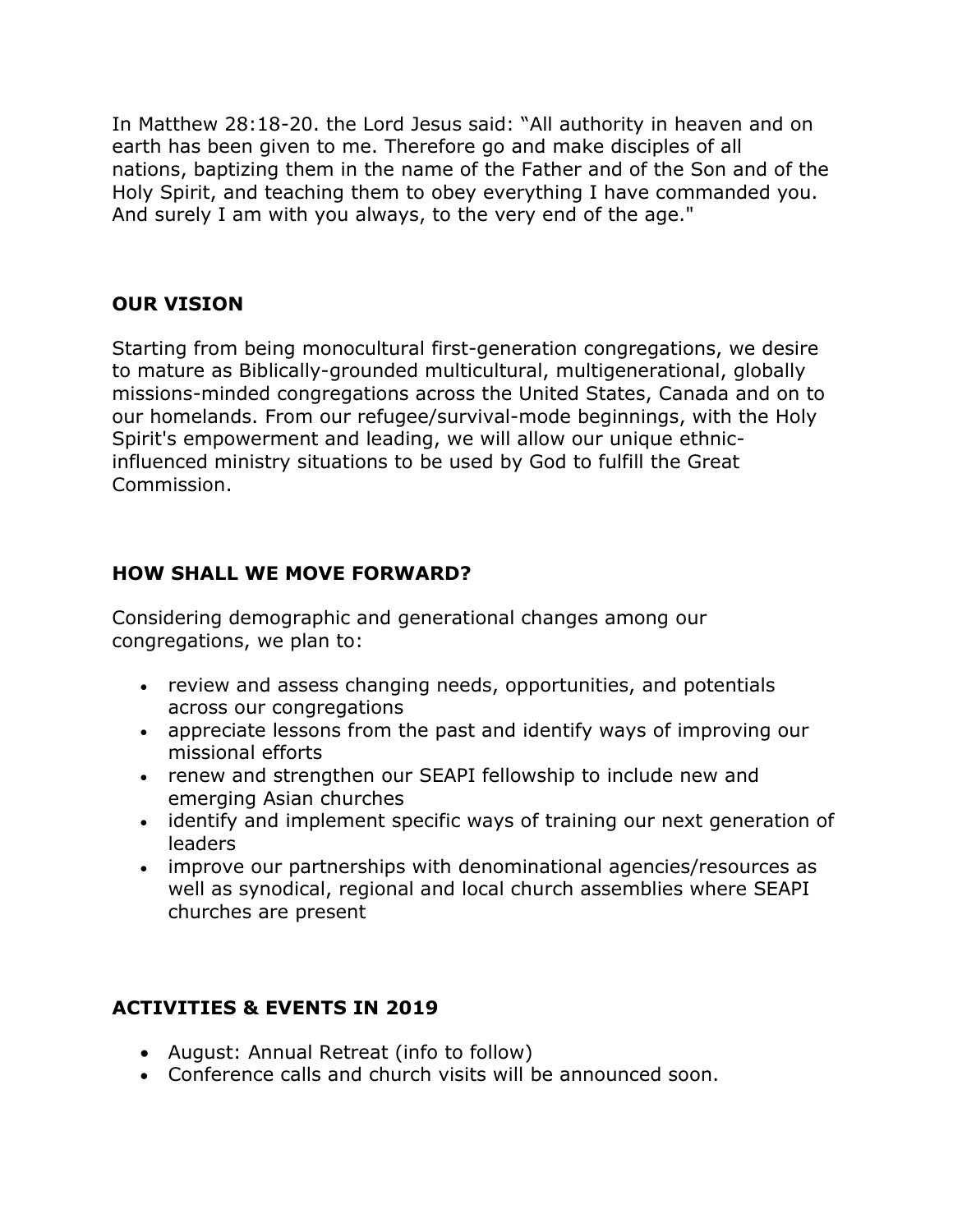In Matthew 28:18-20. the Lord Jesus said: “All authority in heaven and on earth has been given to me. Therefore go and make disciples of all nations, baptizing them in the name of the Father and of the Son and of the Holy Spirit, and teaching them to obey everything I have commanded you. And surely I am with you always, to the very end of the age."

## OUR VISION

Starting from being monocultural first-generation congregations, we desire to mature as Biblically-grounded multicultural, multigenerational, globally missions-minded congregations across the United States, Canada and on to our homelands. From our refugee/survival-mode beginnings, with the Holy Spirit's empowerment and leading, we will allow our unique ethnic-influenced ministry situations to be used by God to fulfill the Great Commission.

## HOW SHALL WE MOVE FORWARD?

Considering demographic and generational changes among our congregations, we plan to:

- review and assess changing needs, opportunities, and potentials across our congregations
- appreciate lessons from the past and identify ways of improving our missional efforts
- renew and strengthen our SEAPI fellowship to include new and emerging Asian churches
- identify and implement specific ways of training our next generation of leaders
- improve our partnerships with denominational agencies/resources as well as synodical, regional and local church assemblies where SEAPI churches are present

## ACTIVITIES & EVENTS IN 2019

- August: Annual Retreat (info to follow)
- Conference calls and church visits will be announced soon.